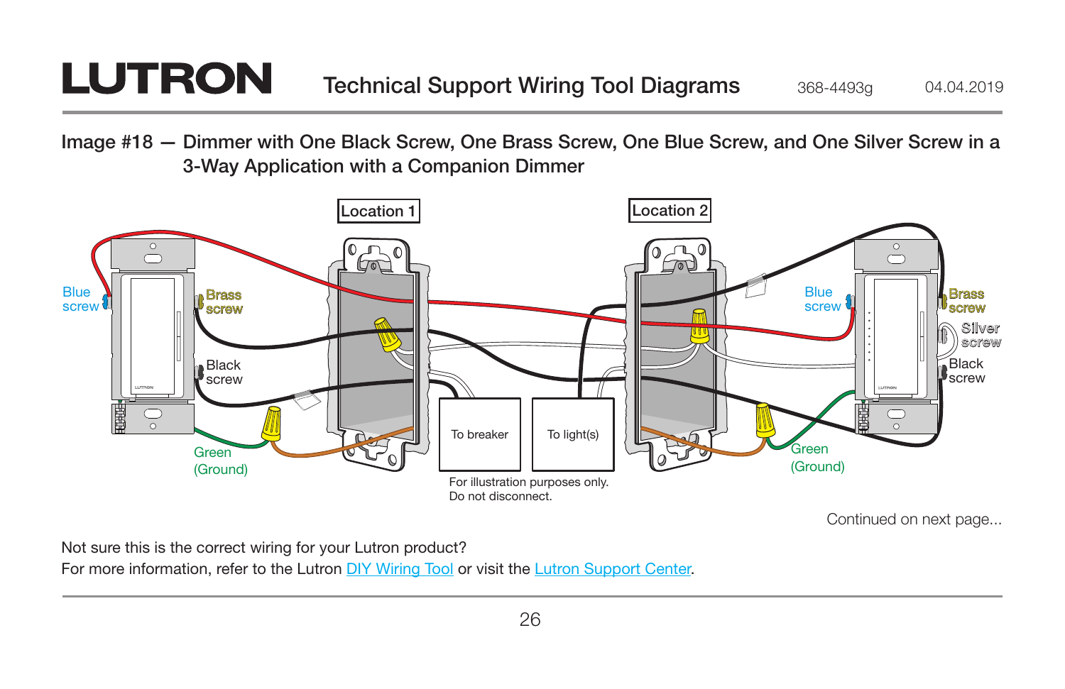# Technical Support Wiring Tool Diagrams

368-4493g 04.04.2019

## Image #18 — Dimmer with One Black Screw, One Brass Screw, One Blue Screw, and One Silver Screw in a 3-Way Application with a Companion Dimmer

Location 1

Location 2

Blue screw

Brass screw

Black screw

Green (Ground)

To breaker

To light(s)

For illustration purposes only. Do not disconnect.

Blue screw

Brass screw

Silver screw

Black screw

Green (Ground)

Continued on next page...

Not sure this is the correct wiring for your Lutron product?
For more information, refer to the Lutron DIY Wiring Tool or visit the Lutron Support Center.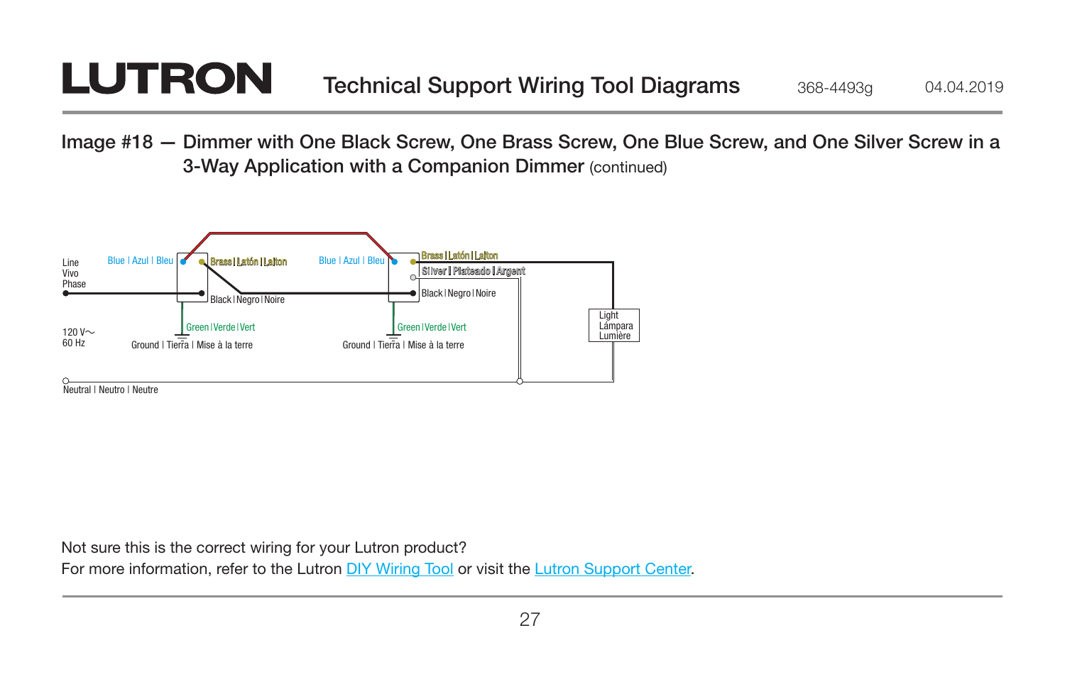## Image #18 — Dimmer with One Black Screw, One Brass Screw, One Blue Screw, and One Silver Screw in a 3-Way Application with a Companion Dimmer (continued)

Line
Vivo
Phase

120 V~
60 Hz

Blue | Azul | Bleu

Brass | Latón | Laiton

Black | Negro | Noire

Green | Verde | Vert

Ground | Tierra | Mise à la terre

Blue | Azul | Bleu

Brass | Latón | Laiton

Silver | Plateado | Argent

Black | Negro | Noire

Green | Verde | Vert

Ground | Tierra | Mise à la terre

Light
Lámpara
Lumière

Neutral | Neutro | Neutre

Not sure this is the correct wiring for your Lutron product?
For more information, refer to the Lutron DIY Wiring Tool or visit the Lutron Support Center.